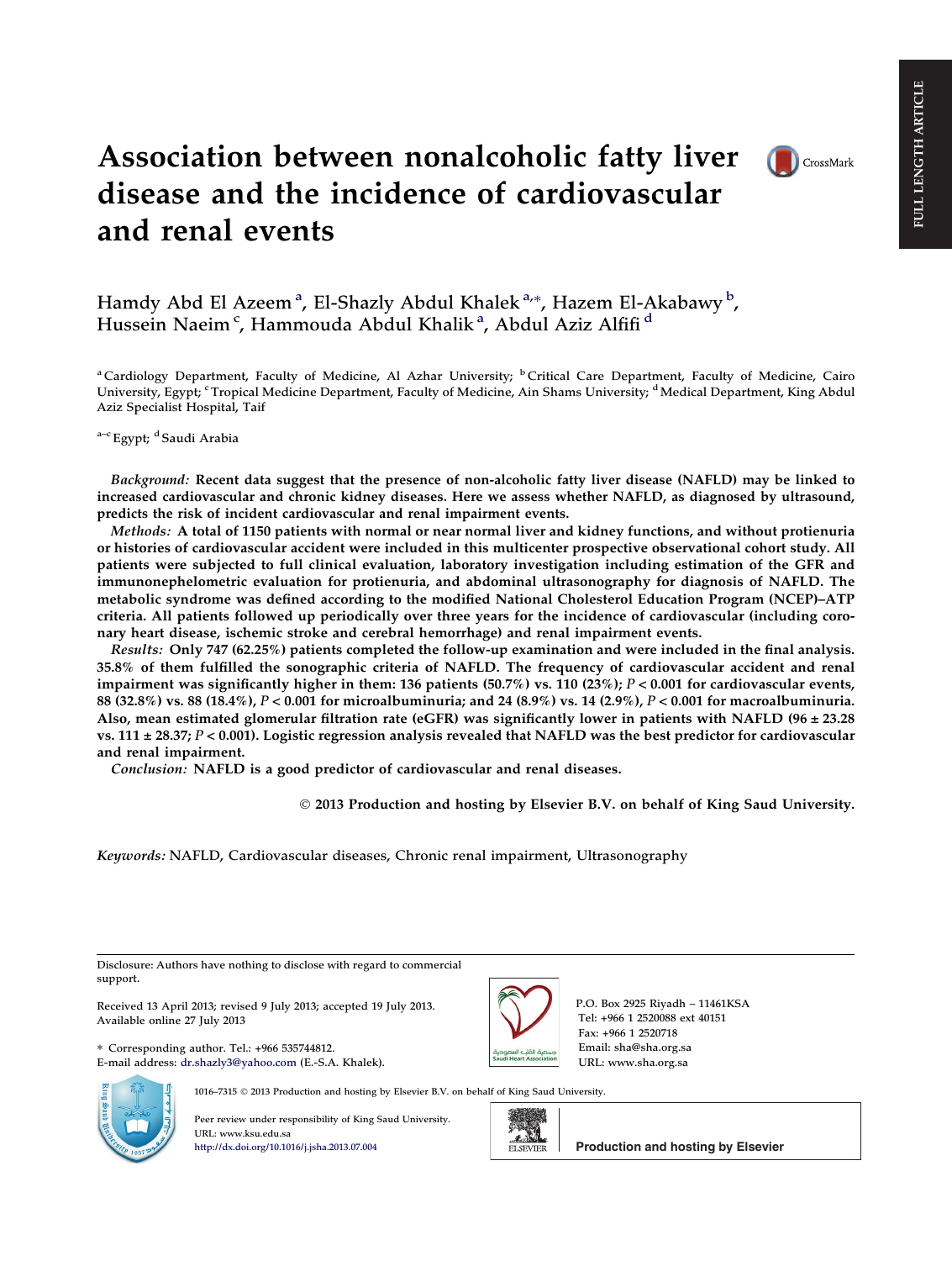# Association between nonalcoholic fatty liver disease and the incidence of cardiovascular and renal events

Hamdy Abd El Azeem [a], El-Shazly Abdul Khalek [a,*], Hazem El-Akabawy [b], Hussein Naeim [c], Hammouda Abdul Khalik [a], Abdul Aziz Alfifi [d]

[a] Cardiology Department, Faculty of Medicine, Al Azhar University; [b] Critical Care Department, Faculty of Medicine, Cairo University, Egypt; [c] Tropical Medicine Department, Faculty of Medicine, Ain Shams University; [d] Medical Department, King Abdul Aziz Specialist Hospital, Taif

[a–c] Egypt; [d] Saudi Arabia

**FULL LENGTH ARTICLE**

***Background:*** **Recent data suggest that the presence of non-alcoholic fatty liver disease (NAFLD) may be linked to increased cardiovascular and chronic kidney diseases. Here we assess whether NAFLD, as diagnosed by ultrasound, predicts the risk of incident cardiovascular and renal impairment events.**

***Methods:*** **A total of 1150 patients with normal or near normal liver and kidney functions, and without protienuria or histories of cardiovascular accident were included in this multicenter prospective observational cohort study. All patients were subjected to full clinical evaluation, laboratory investigation including estimation of the GFR and immunonephelometric evaluation for protienuria, and abdominal ultrasonography for diagnosis of NAFLD. The metabolic syndrome was defined according to the modified National Cholesterol Education Program (NCEP)–ATP criteria. All patients followed up periodically over three years for the incidence of cardiovascular (including coronary heart disease, ischemic stroke and cerebral hemorrhage) and renal impairment events.**

***Results:*** **Only 747 (62.25%) patients completed the follow-up examination and were included in the final analysis. 35.8% of them fulfilled the sonographic criteria of NAFLD. The frequency of cardiovascular accident and renal impairment was significantly higher in them: 136 patients (50.7%) vs. 110 (23%); $P < 0.001$ for cardiovascular events, 88 (32.8%) vs. 88 (18.4%), $P < 0.001$ for microalbuminuria; and 24 (8.9%) vs. 14 (2.9%), $P < 0.001$ for macroalbuminuria. Also, mean estimated glomerular filtration rate (eGFR) was significantly lower in patients with NAFLD (96 ± 23.28 vs. 111 ± 28.37; $P < 0.001$). Logistic regression analysis revealed that NAFLD was the best predictor for cardiovascular and renal impairment.**

***Conclusion:*** **NAFLD is a good predictor of cardiovascular and renal diseases.**

**© 2013 Production and hosting by Elsevier B.V. on behalf of King Saud University.**

*Keywords:* NAFLD, Cardiovascular diseases, Chronic renal impairment, Ultrasonography

---

Disclosure: Authors have nothing to disclose with regard to commercial support.

Received 13 April 2013; revised 9 July 2013; accepted 19 July 2013.
Available online 27 July 2013

\* Corresponding author. Tel.: +966 535744812.
E-mail address: dr.shazly3@yahoo.com (E.-S.A. Khalek).

P.O. Box 2925 Riyadh – 11461KSA
Tel: +966 1 2520088 ext 40151
Fax: +966 1 2520718
Email: sha@sha.org.sa
URL: www.sha.org.sa

1016–7315 © 2013 Production and hosting by Elsevier B.V. on behalf of King Saud University.

Peer review under responsibility of King Saud University.
URL: www.ksu.edu.sa
http://dx.doi.org/10.1016/j.jsha.2013.07.004

Production and hosting by Elsevier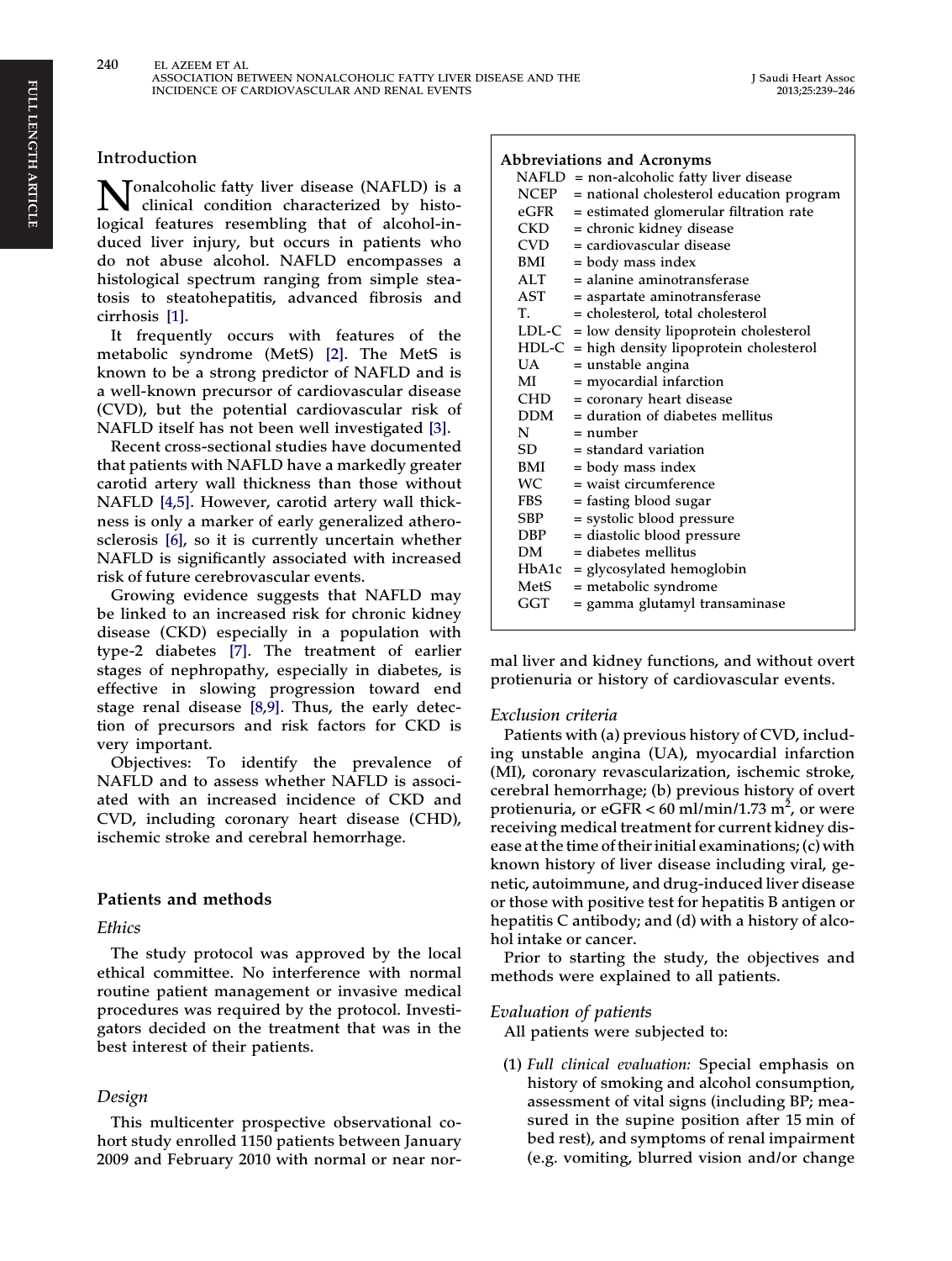## Introduction

Nonalcoholic fatty liver disease (NAFLD) is a clinical condition characterized by histological features resembling that of alcohol-induced liver injury, but occurs in patients who do not abuse alcohol. NAFLD encompasses a histological spectrum ranging from simple steatosis to steatohepatitis, advanced fibrosis and cirrhosis [1].

It frequently occurs with features of the metabolic syndrome (MetS) [2]. The MetS is known to be a strong predictor of NAFLD and is a well-known precursor of cardiovascular disease (CVD), but the potential cardiovascular risk of NAFLD itself has not been well investigated [3].

Recent cross-sectional studies have documented that patients with NAFLD have a markedly greater carotid artery wall thickness than those without NAFLD [4,5]. However, carotid artery wall thickness is only a marker of early generalized atherosclerosis [6], so it is currently uncertain whether NAFLD is significantly associated with increased risk of future cerebrovascular events.

Growing evidence suggests that NAFLD may be linked to an increased risk for chronic kidney disease (CKD) especially in a population with type-2 diabetes [7]. The treatment of earlier stages of nephropathy, especially in diabetes, is effective in slowing progression toward end stage renal disease [8,9]. Thus, the early detection of precursors and risk factors for CKD is very important.

Objectives: To identify the prevalence of NAFLD and to assess whether NAFLD is associated with an increased incidence of CKD and CVD, including coronary heart disease (CHD), ischemic stroke and cerebral hemorrhage.

**Abbreviations and Acronyms**

| | |
|---|---|
| NAFLD | = non-alcoholic fatty liver disease |
| NCEP | = national cholesterol education program |
| eGFR | = estimated glomerular filtration rate |
| CKD | = chronic kidney disease |
| CVD | = cardiovascular disease |
| BMI | = body mass index |
| ALT | = alanine aminotransferase |
| AST | = aspartate aminotransferase |
| T. | = cholesterol, total cholesterol |
| LDL-C | = low density lipoprotein cholesterol |
| HDL-C | = high density lipoprotein cholesterol |
| UA | = unstable angina |
| MI | = myocardial infarction |
| CHD | = coronary heart disease |
| DDM | = duration of diabetes mellitus |
| N | = number |
| SD | = standard variation |
| BMI | = body mass index |
| WC | = waist circumference |
| FBS | = fasting blood sugar |
| SBP | = systolic blood pressure |
| DBP | = diastolic blood pressure |
| DM | = diabetes mellitus |
| HbA1c | = glycosylated hemoglobin |
| MetS | = metabolic syndrome |
| GGT | = gamma glutamyl transaminase |

## Patients and methods

### Ethics

The study protocol was approved by the local ethical committee. No interference with normal routine patient management or invasive medical procedures was required by the protocol. Investigators decided on the treatment that was in the best interest of their patients.

### Design

This multicenter prospective observational cohort study enrolled 1150 patients between January 2009 and February 2010 with normal or near normal liver and kidney functions, and without overt protienuria or history of cardiovascular events.

### Exclusion criteria

Patients with (a) previous history of CVD, including unstable angina (UA), myocardial infarction (MI), coronary revascularization, ischemic stroke, cerebral hemorrhage; (b) previous history of overt protienuria, or eGFR < 60 ml/min/1.73 $m^2$, or were receiving medical treatment for current kidney disease at the time of their initial examinations; (c) with known history of liver disease including viral, genetic, autoimmune, and drug-induced liver disease or those with positive test for hepatitis B antigen or hepatitis C antibody; and (d) with a history of alcohol intake or cancer.

Prior to starting the study, the objectives and methods were explained to all patients.

### Evaluation of patients

All patients were subjected to:

(1) *Full clinical evaluation:* Special emphasis on history of smoking and alcohol consumption, assessment of vital signs (including BP; measured in the supine position after 15 min of bed rest), and symptoms of renal impairment (e.g. vomiting, blurred vision and/or change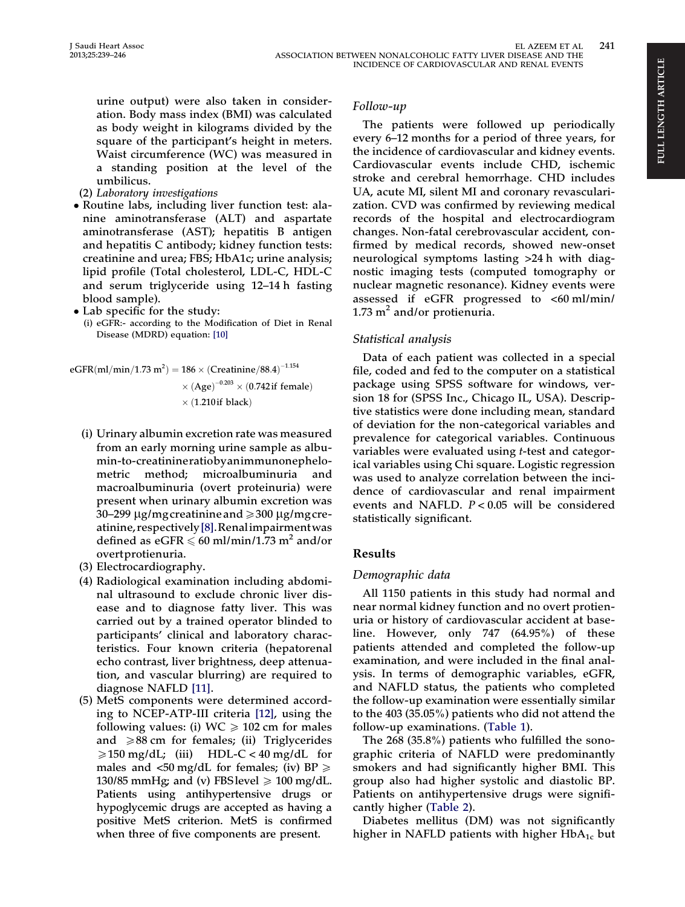urine output) were also taken in consideration. Body mass index (BMI) was calculated as body weight in kilograms divided by the square of the participant's height in meters. Waist circumference (WC) was measured in a standing position at the level of the umbilicus.

(2) *Laboratory investigations*

- Routine labs, including liver function test: alanine aminotransferase (ALT) and aspartate aminotransferase (AST); hepatitis B antigen and hepatitis C antibody; kidney function tests: creatinine and urea; FBS; HbA1c; urine analysis; lipid profile (Total cholesterol, LDL-C, HDL-C and serum triglyceride using 12–14 h fasting blood sample).
- Lab specific for the study:
  (i) eGFR:- according to the Modification of Diet in Renal Disease (MDRD) equation: [10]

$$\mathrm{eGFR}(\mathrm{ml/min}/1.73\ \mathrm{m}^2) = 186 \times (\mathrm{Creatinine}/88.4)^{-1.154} \times (\mathrm{Age})^{-0.203} \times (0.742\ \text{if female}) \times (1.210\ \text{if black})$$

  (i) Urinary albumin excretion rate was measured from an early morning urine sample as albumin-to-creatinine ratio by an immunonephelometric method; microalbuminuria and macroalbuminuria (overt proteinuria) were present when urinary albumin excretion was 30–299 μg/mg creatinine and ⩾300 μg/mg creatinine, respectively [8]. Renal impairment was defined as eGFR ⩽ 60 ml/min/1.73 $m^2$ and/or overt protienuria.

(3) Electrocardiography.

(4) Radiological examination including abdominal ultrasound to exclude chronic liver disease and to diagnose fatty liver. This was carried out by a trained operator blinded to participants' clinical and laboratory characteristics. Four known criteria (hepatorenal echo contrast, liver brightness, deep attenuation, and vascular blurring) are required to diagnose NAFLD [11].

(5) MetS components were determined according to NCEP-ATP-III criteria [12], using the following values: (i) WC ⩾ 102 cm for males and ⩾88 cm for females; (ii) Triglycerides ⩾150 mg/dL; (iii) HDL-C < 40 mg/dL for males and <50 mg/dL for females; (iv) BP ⩾ 130/85 mmHg; and (v) FBS level ⩾ 100 mg/dL. Patients using antihypertensive drugs or hypoglycemic drugs are accepted as having a positive MetS criterion. MetS is confirmed when three of five components are present.

### Follow-up

The patients were followed up periodically every 6–12 months for a period of three years, for the incidence of cardiovascular and kidney events. Cardiovascular events include CHD, ischemic stroke and cerebral hemorrhage. CHD includes UA, acute MI, silent MI and coronary revascularization. CVD was confirmed by reviewing medical records of the hospital and electrocardiogram changes. Non-fatal cerebrovascular accident, confirmed by medical records, showed new-onset neurological symptoms lasting >24 h with diagnostic imaging tests (computed tomography or nuclear magnetic resonance). Kidney events were assessed if eGFR progressed to <60 ml/min/1.73 $m^2$ and/or protienuria.

### Statistical analysis

Data of each patient was collected in a special file, coded and fed to the computer on a statistical package using SPSS software for windows, version 18 for (SPSS Inc., Chicago IL, USA). Descriptive statistics were done including mean, standard of deviation for the non-categorical variables and prevalence for categorical variables. Continuous variables were evaluated using *t*-test and categorical variables using Chi square. Logistic regression was used to analyze correlation between the incidence of cardiovascular and renal impairment events and NAFLD. $P < 0.05$ will be considered statistically significant.

## Results

### Demographic data

All 1150 patients in this study had normal and near normal kidney function and no overt protienuria or history of cardiovascular accident at baseline. However, only 747 (64.95%) of these patients attended and completed the follow-up examination, and were included in the final analysis. In terms of demographic variables, eGFR, and NAFLD status, the patients who completed the follow-up examination were essentially similar to the 403 (35.05%) patients who did not attend the follow-up examinations. (Table 1).

The 268 (35.8%) patients who fulfilled the sonographic criteria of NAFLD were predominantly smokers and had significantly higher BMI. This group also had higher systolic and diastolic BP. Patients on antihypertensive drugs were significantly higher (Table 2).

Diabetes mellitus (DM) was not significantly higher in NAFLD patients with higher $HbA_{1c}$ but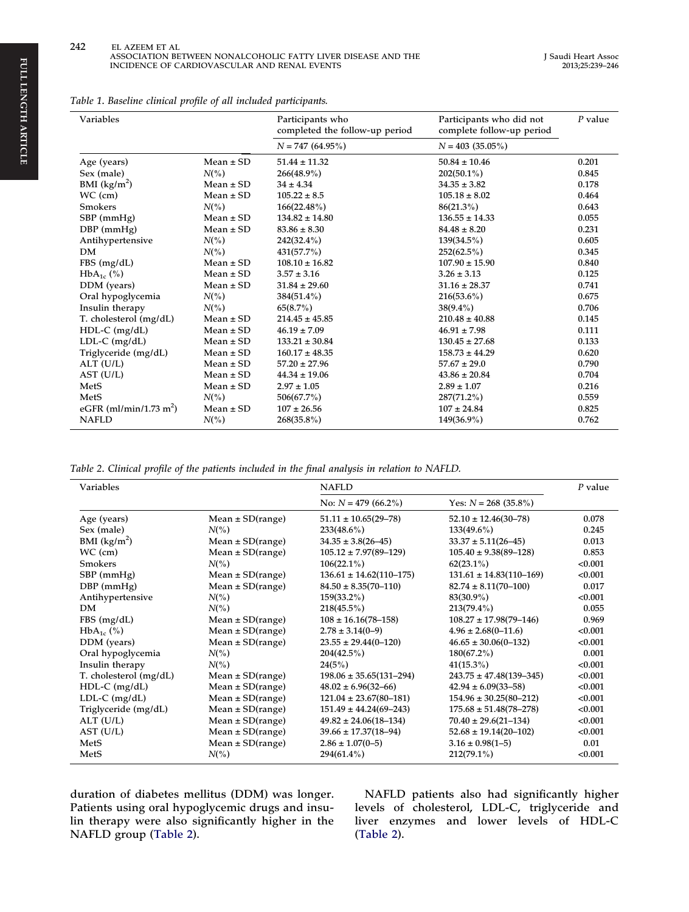Table 1. Baseline clinical profile of all included participants.

| Variables | | Participants who completed the follow-up period | Participants who did not complete follow-up period | *P* value |
|---|---|---|---|---|
| | | $N = 747$ (64.95%) | $N = 403$ (35.05%) | |
| Age (years) | Mean ± SD | 51.44 ± 11.32 | 50.84 ± 10.46 | 0.201 |
| Sex (male) | *N*(%) | 266(48.9%) | 202(50.1%) | 0.845 |
| BMI (kg/m$^2$) | Mean ± SD | 34 ± 4.34 | 34.35 ± 3.82 | 0.178 |
| WC (cm) | Mean ± SD | 105.22 ± 8.5 | 105.18 ± 8.02 | 0.464 |
| Smokers | *N*(%) | 166(22.48%) | 86(21.3%) | 0.643 |
| SBP (mmHg) | Mean ± SD | 134.82 ± 14.80 | 136.55 ± 14.33 | 0.055 |
| DBP (mmHg) | Mean ± SD | 83.86 ± 8.30 | 84.48 ± 8.20 | 0.231 |
| Antihypertensive | *N*(%) | 242(32.4%) | 139(34.5%) | 0.605 |
| DM | *N*(%) | 431(57.7%) | 252(62.5%) | 0.345 |
| FBS (mg/dL) | Mean ± SD | 108.10 ± 16.82 | 107.90 ± 15.90 | 0.840 |
| HbA$_{1c}$ (%) | Mean ± SD | 3.57 ± 3.16 | 3.26 ± 3.13 | 0.125 |
| DDM (years) | Mean ± SD | 31.84 ± 29.60 | 31.16 ± 28.37 | 0.741 |
| Oral hypoglycemia | *N*(%) | 384(51.4%) | 216(53.6%) | 0.675 |
| Insulin therapy | *N*(%) | 65(8.7%) | 38(9.4%) | 0.706 |
| T. cholesterol (mg/dL) | Mean ± SD | 214.45 ± 45.85 | 210.48 ± 40.88 | 0.145 |
| HDL-C (mg/dL) | Mean ± SD | 46.19 ± 7.09 | 46.91 ± 7.98 | 0.111 |
| LDL-C (mg/dL) | Mean ± SD | 133.21 ± 30.84 | 130.45 ± 27.68 | 0.133 |
| Triglyceride (mg/dL) | Mean ± SD | 160.17 ± 48.35 | 158.73 ± 44.29 | 0.620 |
| ALT (U/L) | Mean ± SD | 57.20 ± 27.96 | 57.67 ± 29.0 | 0.790 |
| AST (U/L) | Mean ± SD | 44.34 ± 19.06 | 43.86 ± 20.84 | 0.704 |
| MetS | Mean ± SD | 2.97 ± 1.05 | 2.89 ± 1.07 | 0.216 |
| MetS | *N*(%) | 506(67.7%) | 287(71.2%) | 0.559 |
| eGFR (ml/min/1.73 m$^2$) | Mean ± SD | 107 ± 26.56 | 107 ± 24.84 | 0.825 |
| NAFLD | *N*(%) | 268(35.8%) | 149(36.9%) | 0.762 |

Table 2. Clinical profile of the patients included in the final analysis in relation to NAFLD.

| Variables | | NAFLD | | *P* value |
|---|---|---|---|---|
| | | No: $N = 479$ (66.2%) | Yes: $N = 268$ (35.8%) | |
| Age (years) | Mean ± SD(range) | 51.11 ± 10.65(29–78) | 52.10 ± 12.46(30–78) | 0.078 |
| Sex (male) | *N*(%) | 233(48.6%) | 133(49.6%) | 0.245 |
| BMI (kg/m$^2$) | Mean ± SD(range) | 34.35 ± 3.8(26–45) | 33.37 ± 5.11(26–45) | 0.013 |
| WC (cm) | Mean ± SD(range) | 105.12 ± 7.97(89–129) | 105.40 ± 9.38(89–128) | 0.853 |
| Smokers | *N*(%) | 106(22.1%) | 62(23.1%) | <0.001 |
| SBP (mmHg) | Mean ± SD(range) | 136.61 ± 14.62(110–175) | 131.61 ± 14.83(110–169) | <0.001 |
| DBP (mmHg) | Mean ± SD(range) | 84.50 ± 8.35(70–110) | 82.74 ± 8.11(70–100) | 0.017 |
| Antihypertensive | *N*(%) | 159(33.2%) | 83(30.9%) | <0.001 |
| DM | *N*(%) | 218(45.5%) | 213(79.4%) | 0.055 |
| FBS (mg/dL) | Mean ± SD(range) | 108 ± 16.16(78–158) | 108.27 ± 17.98(79–146) | 0.969 |
| HbA$_{1c}$ (%) | Mean ± SD(range) | 2.78 ± 3.14(0–9) | 4.96 ± 2.68(0–11.6) | <0.001 |
| DDM (years) | Mean ± SD(range) | 23.55 ± 29.44(0–120) | 46.65 ± 30.06(0–132) | <0.001 |
| Oral hypoglycemia | *N*(%) | 204(42.5%) | 180(67.2%) | 0.001 |
| Insulin therapy | *N*(%) | 24(5%) | 41(15.3%) | <0.001 |
| T. cholesterol (mg/dL) | Mean ± SD(range) | 198.06 ± 35.65(131–294) | 243.75 ± 47.48(139–345) | <0.001 |
| HDL-C (mg/dL) | Mean ± SD(range) | 48.02 ± 6.96(32–66) | 42.94 ± 6.09(33–58) | <0.001 |
| LDL-C (mg/dL) | Mean ± SD(range) | 121.04 ± 23.67(80–181) | 154.96 ± 30.25(80–212) | <0.001 |
| Triglyceride (mg/dL) | Mean ± SD(range) | 151.49 ± 44.24(69–243) | 175.68 ± 51.48(78–278) | <0.001 |
| ALT (U/L) | Mean ± SD(range) | 49.82 ± 24.06(18–134) | 70.40 ± 29.6(21–134) | <0.001 |
| AST (U/L) | Mean ± SD(range) | 39.66 ± 17.37(18–94) | 52.68 ± 19.14(20–102) | <0.001 |
| MetS | Mean ± SD(range) | 2.86 ± 1.07(0–5) | 3.16 ± 0.98(1–5) | 0.01 |
| MetS | *N*(%) | 294(61.4%) | 212(79.1%) | <0.001 |

duration of diabetes mellitus (DDM) was longer. Patients using oral hypoglycemic drugs and insulin therapy were also significantly higher in the NAFLD group (Table 2).

NAFLD patients also had significantly higher levels of cholesterol, LDL-C, triglyceride and liver enzymes and lower levels of HDL-C (Table 2).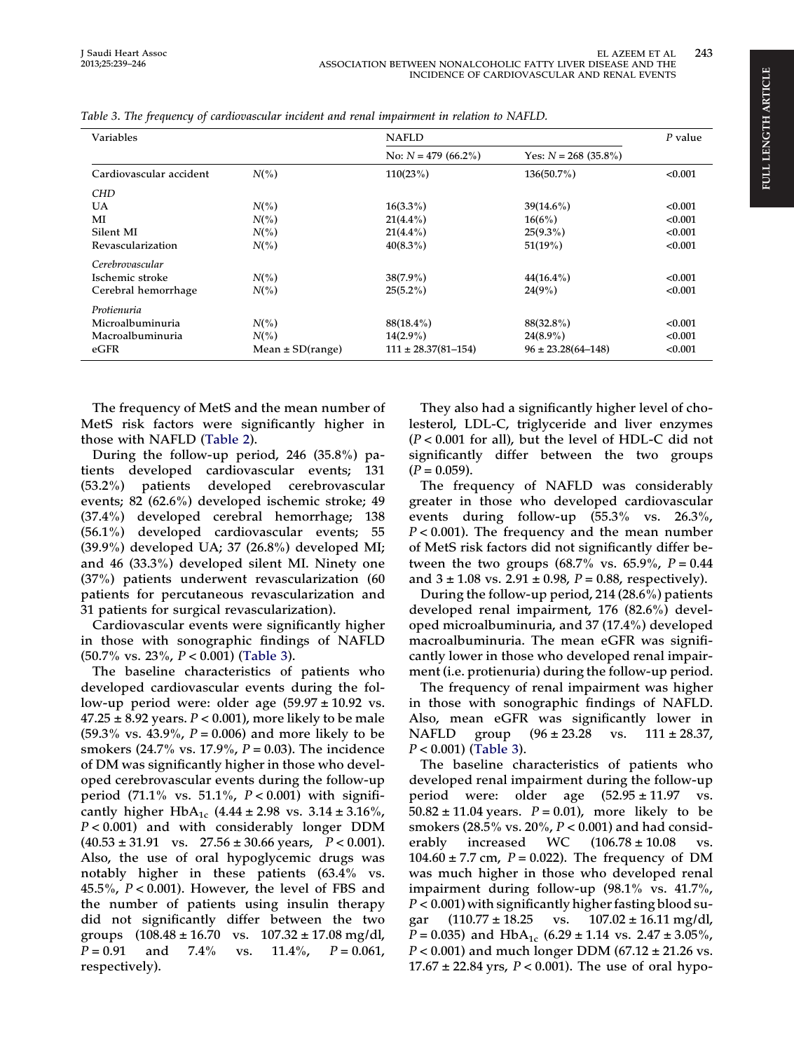Table 3. The frequency of cardiovascular incident and renal impairment in relation to NAFLD.

| Variables | | NAFLD | | P value |
|---|---|---|---|---|
| | | No: N = 479 (66.2%) | Yes: N = 268 (35.8%) | |
| Cardiovascular accident | N(%) | 110(23%) | 136(50.7%) | <0.001 |
| *CHD* | | | | |
| UA | N(%) | 16(3.3%) | 39(14.6%) | <0.001 |
| MI | N(%) | 21(4.4%) | 16(6%) | <0.001 |
| Silent MI | N(%) | 21(4.4%) | 25(9.3%) | <0.001 |
| Revascularization | N(%) | 40(8.3%) | 51(19%) | <0.001 |
| *Cerebrovascular* | | | | |
| Ischemic stroke | N(%) | 38(7.9%) | 44(16.4%) | <0.001 |
| Cerebral hemorrhage | N(%) | 25(5.2%) | 24(9%) | <0.001 |
| *Protienuria* | | | | |
| Microalbuminuria | N(%) | 88(18.4%) | 88(32.8%) | <0.001 |
| Macroalbuminuria | N(%) | 14(2.9%) | 24(8.9%) | <0.001 |
| eGFR | Mean ± SD(range) | 111 ± 28.37(81–154) | 96 ± 23.28(64–148) | <0.001 |

The frequency of MetS and the mean number of MetS risk factors were significantly higher in those with NAFLD (Table 2).

During the follow-up period, 246 (35.8%) patients developed cardiovascular events; 131 (53.2%) patients developed cerebrovascular events; 82 (62.6%) developed ischemic stroke; 49 (37.4%) developed cerebral hemorrhage; 138 (56.1%) developed cardiovascular events; 55 (39.9%) developed UA; 37 (26.8%) developed MI; and 46 (33.3%) developed silent MI. Ninety one (37%) patients underwent revascularization (60 patients for percutaneous revascularization and 31 patients for surgical revascularization).

Cardiovascular events were significantly higher in those with sonographic findings of NAFLD (50.7% vs. 23%, $P < 0.001$) (Table 3).

The baseline characteristics of patients who developed cardiovascular events during the follow-up period were: older age (59.97 ± 10.92 vs. 47.25 ± 8.92 years. $P < 0.001$), more likely to be male (59.3% vs. 43.9%, $P = 0.006$) and more likely to be smokers (24.7% vs. 17.9%, $P = 0.03$). The incidence of DM was significantly higher in those who developed cerebrovascular events during the follow-up period (71.1% vs. 51.1%, $P < 0.001$) with significantly higher $HbA_{1c}$ (4.44 ± 2.98 vs. 3.14 ± 3.16%, $P < 0.001$) and with considerably longer DDM (40.53 ± 31.91 vs. 27.56 ± 30.66 years, $P < 0.001$). Also, the use of oral hypoglycemic drugs was notably higher in these patients (63.4% vs. 45.5%, $P < 0.001$). However, the level of FBS and the number of patients using insulin therapy did not significantly differ between the two groups (108.48 ± 16.70 vs. 107.32 ± 17.08 mg/dl, $P = 0.91$ and 7.4% vs. 11.4%, $P = 0.061$, respectively).

They also had a significantly higher level of cholesterol, LDL-C, triglyceride and liver enzymes ($P < 0.001$ for all), but the level of HDL-C did not significantly differ between the two groups ($P = 0.059$).

The frequency of NAFLD was considerably greater in those who developed cardiovascular events during follow-up (55.3% vs. 26.3%, $P < 0.001$). The frequency and the mean number of MetS risk factors did not significantly differ between the two groups (68.7% vs. 65.9%, $P = 0.44$ and 3 ± 1.08 vs. 2.91 ± 0.98, $P = 0.88$, respectively).

During the follow-up period, 214 (28.6%) patients developed renal impairment, 176 (82.6%) developed microalbuminuria, and 37 (17.4%) developed macroalbuminuria. The mean eGFR was significantly lower in those who developed renal impairment (i.e. protienuria) during the follow-up period.

The frequency of renal impairment was higher in those with sonographic findings of NAFLD. Also, mean eGFR was significantly lower in NAFLD group (96 ± 23.28 vs. 111 ± 28.37, $P < 0.001$) (Table 3).

The baseline characteristics of patients who developed renal impairment during the follow-up period were: older age (52.95 ± 11.97 vs. 50.82 ± 11.04 years. $P = 0.01$), more likely to be smokers (28.5% vs. 20%, $P < 0.001$) and had considerably increased WC (106.78 ± 10.08 vs. 104.60 ± 7.7 cm, $P = 0.022$). The frequency of DM was much higher in those who developed renal impairment during follow-up (98.1% vs. 41.7%, $P < 0.001$) with significantly higher fasting blood sugar (110.77 ± 18.25 vs. 107.02 ± 16.11 mg/dl, $P = 0.035$) and $HbA_{1c}$ (6.29 ± 1.14 vs. 2.47 ± 3.05%, $P < 0.001$) and much longer DDM (67.12 ± 21.26 vs. 17.67 ± 22.84 yrs, $P < 0.001$). The use of oral hypo-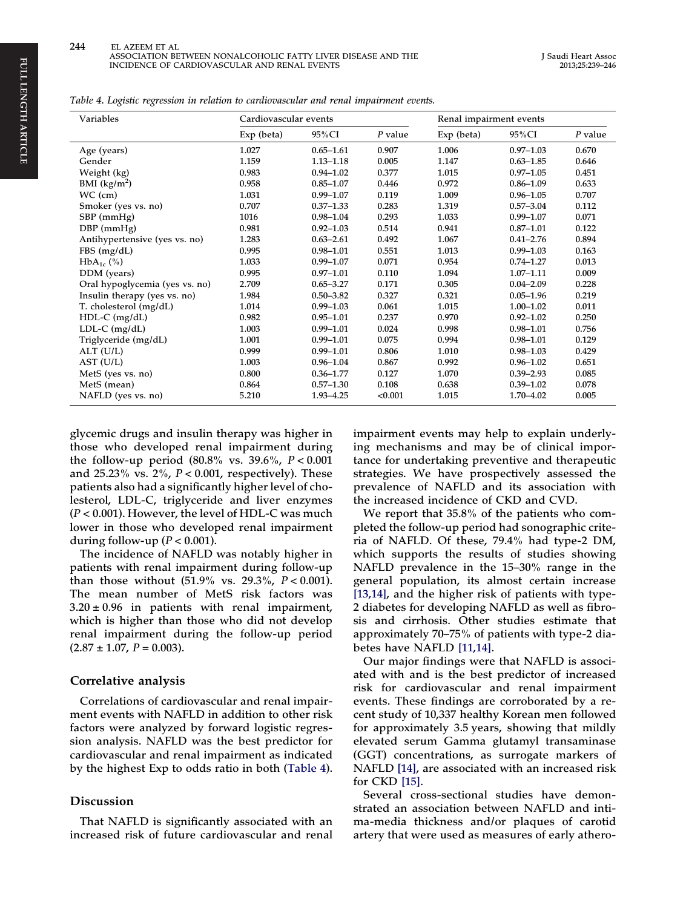*Table 4. Logistic regression in relation to cardiovascular and renal impairment events.*

| Variables | Cardiovascular events | | | Renal impairment events | | |
|---|---|---|---|---|---|---|
| | Exp (beta) | 95%CI | *P* value | Exp (beta) | 95%CI | *P* value |
| Age (years) | 1.027 | 0.65–1.61 | 0.907 | 1.006 | 0.97–1.03 | 0.670 |
| Gender | 1.159 | 1.13–1.18 | 0.005 | 1.147 | 0.63–1.85 | 0.646 |
| Weight (kg) | 0.983 | 0.94–1.02 | 0.377 | 1.015 | 0.97–1.05 | 0.451 |
| BMI ($kg/m^2$) | 0.958 | 0.85–1.07 | 0.446 | 0.972 | 0.86–1.09 | 0.633 |
| WC (cm) | 1.031 | 0.99–1.07 | 0.119 | 1.009 | 0.96–1.05 | 0.707 |
| Smoker (yes vs. no) | 0.707 | 0.37–1.33 | 0.283 | 1.319 | 0.57–3.04 | 0.112 |
| SBP (mmHg) | 1016 | 0.98–1.04 | 0.293 | 1.033 | 0.99–1.07 | 0.071 |
| DBP (mmHg) | 0.981 | 0.92–1.03 | 0.514 | 0.941 | 0.87–1.01 | 0.122 |
| Antihypertensive (yes vs. no) | 1.283 | 0.63–2.61 | 0.492 | 1.067 | 0.41–2.76 | 0.894 |
| FBS (mg/dL) | 0.995 | 0.98–1.01 | 0.551 | 1.013 | 0.99–1.03 | 0.163 |
| $HbA_{1c}$ (%) | 1.033 | 0.99–1.07 | 0.071 | 0.954 | 0.74–1.27 | 0.013 |
| DDM (years) | 0.995 | 0.97–1.01 | 0.110 | 1.094 | 1.07–1.11 | 0.009 |
| Oral hypoglycemia (yes vs. no) | 2.709 | 0.65–3.27 | 0.171 | 0.305 | 0.04–2.09 | 0.228 |
| Insulin therapy (yes vs. no) | 1.984 | 0.50–3.82 | 0.327 | 0.321 | 0.05–1.96 | 0.219 |
| T. cholesterol (mg/dL) | 1.014 | 0.99–1.03 | 0.061 | 1.015 | 1.00–1.02 | 0.011 |
| HDL-C (mg/dL) | 0.982 | 0.95–1.01 | 0.237 | 0.970 | 0.92–1.02 | 0.250 |
| LDL-C (mg/dL) | 1.003 | 0.99–1.01 | 0.024 | 0.998 | 0.98–1.01 | 0.756 |
| Triglyceride (mg/dL) | 1.001 | 0.99–1.01 | 0.075 | 0.994 | 0.98–1.01 | 0.129 |
| ALT (U/L) | 0.999 | 0.99–1.01 | 0.806 | 1.010 | 0.98–1.03 | 0.429 |
| AST (U/L) | 1.003 | 0.96–1.04 | 0.867 | 0.992 | 0.96–1.02 | 0.651 |
| MetS (yes vs. no) | 0.800 | 0.36–1.77 | 0.127 | 1.070 | 0.39–2.93 | 0.085 |
| MetS (mean) | 0.864 | 0.57–1.30 | 0.108 | 0.638 | 0.39–1.02 | 0.078 |
| NAFLD (yes vs. no) | 5.210 | 1.93–4.25 | <0.001 | 1.015 | 1.70–4.02 | 0.005 |

glycemic drugs and insulin therapy was higher in those who developed renal impairment during the follow-up period (80.8% vs. 39.6%, $P < 0.001$ and 25.23% vs. 2%, $P < 0.001$, respectively). These patients also had a significantly higher level of cholesterol, LDL-C, triglyceride and liver enzymes ($P < 0.001$). However, the level of HDL-C was much lower in those who developed renal impairment during follow-up ($P < 0.001$).

The incidence of NAFLD was notably higher in patients with renal impairment during follow-up than those without (51.9% vs. 29.3%, $P < 0.001$). The mean number of MetS risk factors was $3.20 \pm 0.96$ in patients with renal impairment, which is higher than those who did not develop renal impairment during the follow-up period ($2.87 \pm 1.07$, $P = 0.003$).

## Correlative analysis

Correlations of cardiovascular and renal impairment events with NAFLD in addition to other risk factors were analyzed by forward logistic regression analysis. NAFLD was the best predictor for cardiovascular and renal impairment as indicated by the highest Exp to odds ratio in both (Table 4).

## Discussion

That NAFLD is significantly associated with an increased risk of future cardiovascular and renal impairment events may help to explain underlying mechanisms and may be of clinical importance for undertaking preventive and therapeutic strategies. We have prospectively assessed the prevalence of NAFLD and its association with the increased incidence of CKD and CVD.

We report that 35.8% of the patients who completed the follow-up period had sonographic criteria of NAFLD. Of these, 79.4% had type-2 DM, which supports the results of studies showing NAFLD prevalence in the 15–30% range in the general population, its almost certain increase [13,14], and the higher risk of patients with type-2 diabetes for developing NAFLD as well as fibrosis and cirrhosis. Other studies estimate that approximately 70–75% of patients with type-2 diabetes have NAFLD [11,14].

Our major findings were that NAFLD is associated with and is the best predictor of increased risk for cardiovascular and renal impairment events. These findings are corroborated by a recent study of 10,337 healthy Korean men followed for approximately 3.5 years, showing that mildly elevated serum Gamma glutamyl transaminase (GGT) concentrations, as surrogate markers of NAFLD [14], are associated with an increased risk for CKD [15].

Several cross-sectional studies have demonstrated an association between NAFLD and intima-media thickness and/or plaques of carotid artery that were used as measures of early athero-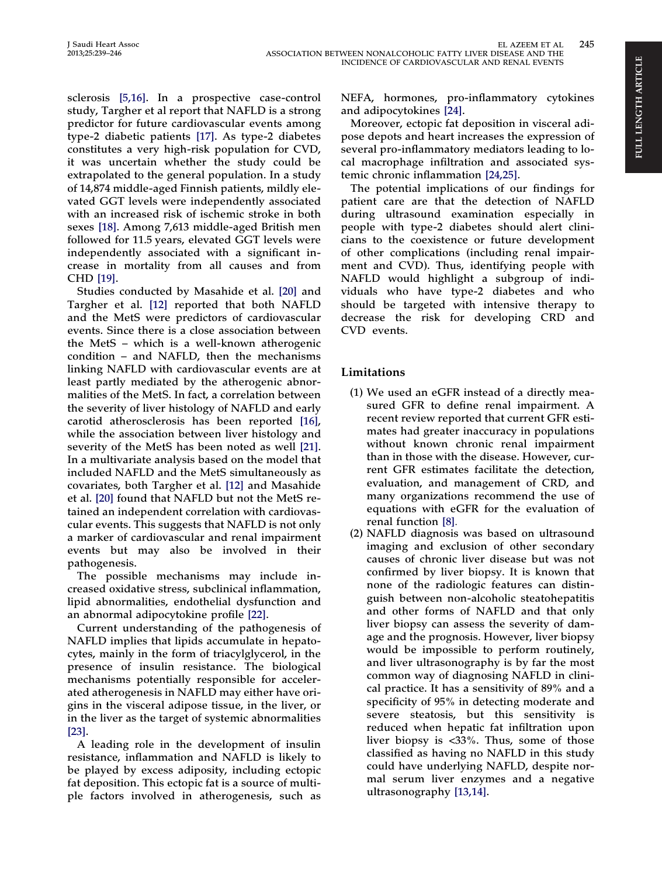sclerosis [5,16]. In a prospective case-control study, Targher et al report that NAFLD is a strong predictor for future cardiovascular events among type-2 diabetic patients [17]. As type-2 diabetes constitutes a very high-risk population for CVD, it was uncertain whether the study could be extrapolated to the general population. In a study of 14,874 middle-aged Finnish patients, mildly elevated GGT levels were independently associated with an increased risk of ischemic stroke in both sexes [18]. Among 7,613 middle-aged British men followed for 11.5 years, elevated GGT levels were independently associated with a significant increase in mortality from all causes and from CHD [19].

Studies conducted by Masahide et al. [20] and Targher et al. [12] reported that both NAFLD and the MetS were predictors of cardiovascular events. Since there is a close association between the MetS – which is a well-known atherogenic condition – and NAFLD, then the mechanisms linking NAFLD with cardiovascular events are at least partly mediated by the atherogenic abnormalities of the MetS. In fact, a correlation between the severity of liver histology of NAFLD and early carotid atherosclerosis has been reported [16], while the association between liver histology and severity of the MetS has been noted as well [21]. In a multivariate analysis based on the model that included NAFLD and the MetS simultaneously as covariates, both Targher et al. [12] and Masahide et al. [20] found that NAFLD but not the MetS retained an independent correlation with cardiovascular events. This suggests that NAFLD is not only a marker of cardiovascular and renal impairment events but may also be involved in their pathogenesis.

The possible mechanisms may include increased oxidative stress, subclinical inflammation, lipid abnormalities, endothelial dysfunction and an abnormal adipocytokine profile [22].

Current understanding of the pathogenesis of NAFLD implies that lipids accumulate in hepatocytes, mainly in the form of triacylglycerol, in the presence of insulin resistance. The biological mechanisms potentially responsible for accelerated atherogenesis in NAFLD may either have origins in the visceral adipose tissue, in the liver, or in the liver as the target of systemic abnormalities [23].

A leading role in the development of insulin resistance, inflammation and NAFLD is likely to be played by excess adiposity, including ectopic fat deposition. This ectopic fat is a source of multiple factors involved in atherogenesis, such as NEFA, hormones, pro-inflammatory cytokines and adipocytokines [24].

Moreover, ectopic fat deposition in visceral adipose depots and heart increases the expression of several pro-inflammatory mediators leading to local macrophage infiltration and associated systemic chronic inflammation [24,25].

The potential implications of our findings for patient care are that the detection of NAFLD during ultrasound examination especially in people with type-2 diabetes should alert clinicians to the coexistence or future development of other complications (including renal impairment and CVD). Thus, identifying people with NAFLD would highlight a subgroup of individuals who have type-2 diabetes and who should be targeted with intensive therapy to decrease the risk for developing CRD and CVD events.

## Limitations

(1) We used an eGFR instead of a directly measured GFR to define renal impairment. A recent review reported that current GFR estimates had greater inaccuracy in populations without known chronic renal impairment than in those with the disease. However, current GFR estimates facilitate the detection, evaluation, and management of CRD, and many organizations recommend the use of equations with eGFR for the evaluation of renal function [8].

(2) NAFLD diagnosis was based on ultrasound imaging and exclusion of other secondary causes of chronic liver disease but was not confirmed by liver biopsy. It is known that none of the radiologic features can distinguish between non-alcoholic steatohepatitis and other forms of NAFLD and that only liver biopsy can assess the severity of damage and the prognosis. However, liver biopsy would be impossible to perform routinely, and liver ultrasonography is by far the most common way of diagnosing NAFLD in clinical practice. It has a sensitivity of 89% and a specificity of 95% in detecting moderate and severe steatosis, but this sensitivity is reduced when hepatic fat infiltration upon liver biopsy is <33%. Thus, some of those classified as having no NAFLD in this study could have underlying NAFLD, despite normal serum liver enzymes and a negative ultrasonography [13,14].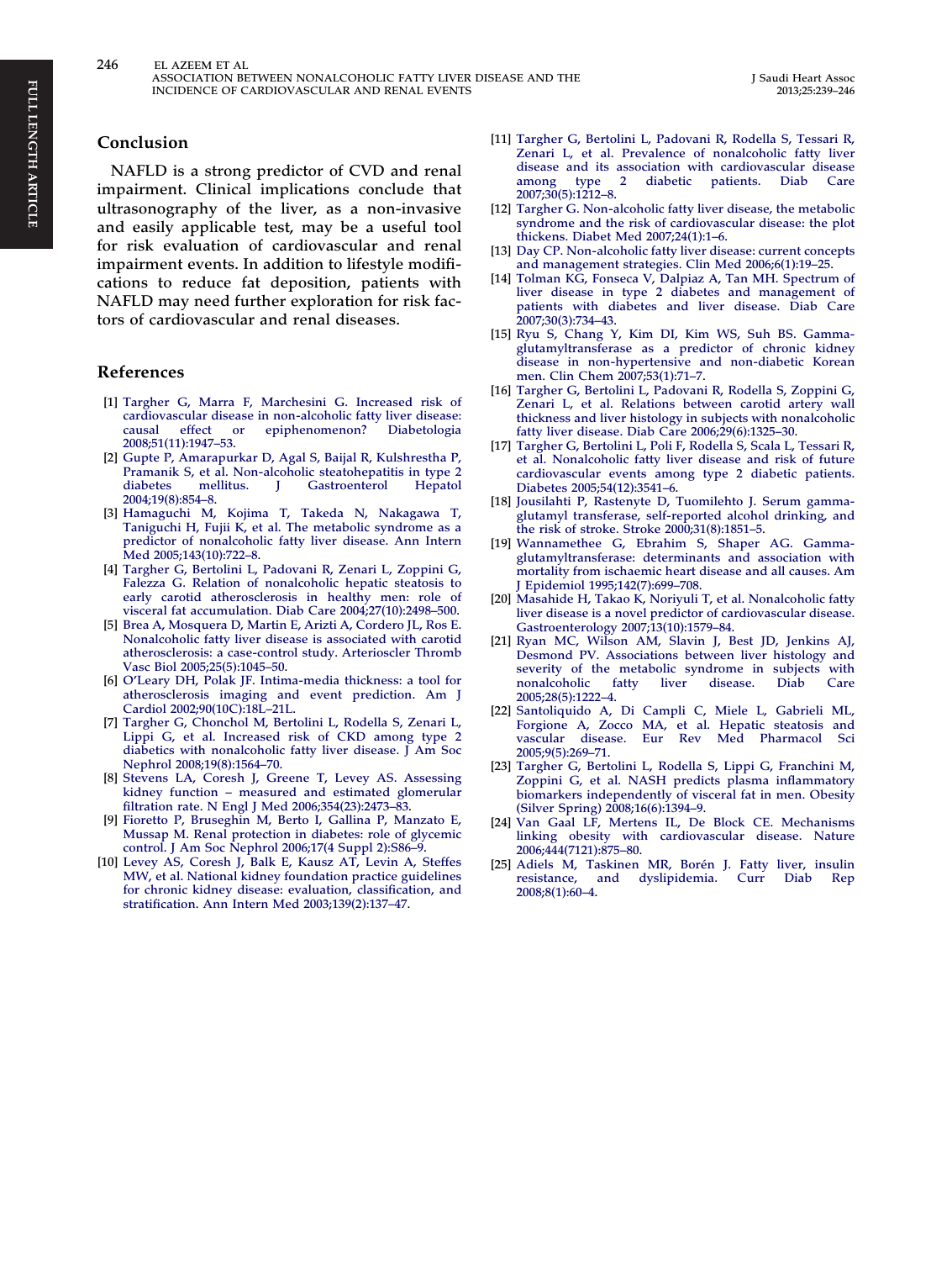## Conclusion

NAFLD is a strong predictor of CVD and renal impairment. Clinical implications conclude that ultrasonography of the liver, as a non-invasive and easily applicable test, may be a useful tool for risk evaluation of cardiovascular and renal impairment events. In addition to lifestyle modifications to reduce fat deposition, patients with NAFLD may need further exploration for risk factors of cardiovascular and renal diseases.

## References

[1] Targher G, Marra F, Marchesini G. Increased risk of cardiovascular disease in non-alcoholic fatty liver disease: causal effect or epiphenomenon? Diabetologia 2008;51(11):1947–53.

[2] Gupte P, Amarapurkar D, Agal S, Baijal R, Kulshrestha P, Pramanik S, et al. Non-alcoholic steatohepatitis in type 2 diabetes mellitus. J Gastroenterol Hepatol 2004;19(8):854–8.

[3] Hamaguchi M, Kojima T, Takeda N, Nakagawa T, Taniguchi H, Fujii K, et al. The metabolic syndrome as a predictor of nonalcoholic fatty liver disease. Ann Intern Med 2005;143(10):722–8.

[4] Targher G, Bertolini L, Padovani R, Zenari L, Zoppini G, Falezza G. Relation of nonalcoholic hepatic steatosis to early carotid atherosclerosis in healthy men: role of visceral fat accumulation. Diab Care 2004;27(10):2498–500.

[5] Brea A, Mosquera D, Martin E, Arizti A, Cordero JL, Ros E. Nonalcoholic fatty liver disease is associated with carotid atherosclerosis: a case-control study. Arterioscler Thromb Vasc Biol 2005;25(5):1045–50.

[6] O'Leary DH, Polak JF. Intima-media thickness: a tool for atherosclerosis imaging and event prediction. Am J Cardiol 2002;90(10C):18L–21L.

[7] Targher G, Chonchol M, Bertolini L, Rodella S, Zenari L, Lippi G, et al. Increased risk of CKD among type 2 diabetics with nonalcoholic fatty liver disease. J Am Soc Nephrol 2008;19(8):1564–70.

[8] Stevens LA, Coresh J, Greene T, Levey AS. Assessing kidney function – measured and estimated glomerular filtration rate. N Engl J Med 2006;354(23):2473–83.

[9] Fioretto P, Bruseghin M, Berto I, Gallina P, Manzato E, Mussap M. Renal protection in diabetes: role of glycemic control. J Am Soc Nephrol 2006;17(4 Suppl 2):S86–9.

[10] Levey AS, Coresh J, Balk E, Kausz AT, Levin A, Steffes MW, et al. National kidney foundation practice guidelines for chronic kidney disease: evaluation, classification, and stratification. Ann Intern Med 2003;139(2):137–47.

[11] Targher G, Bertolini L, Padovani R, Rodella S, Tessari R, Zenari L, et al. Prevalence of nonalcoholic fatty liver disease and its association with cardiovascular disease among type 2 diabetic patients. Diab Care 2007;30(5):1212–8.

[12] Targher G. Non-alcoholic fatty liver disease, the metabolic syndrome and the risk of cardiovascular disease: the plot thickens. Diabet Med 2007;24(1):1–6.

[13] Day CP. Non-alcoholic fatty liver disease: current concepts and management strategies. Clin Med 2006;6(1):19–25.

[14] Tolman KG, Fonseca V, Dalpiaz A, Tan MH. Spectrum of liver disease in type 2 diabetes and management of patients with diabetes and liver disease. Diab Care 2007;30(3):734–43.

[15] Ryu S, Chang Y, Kim DI, Kim WS, Suh BS. Gamma-glutamyltransferase as a predictor of chronic kidney disease in non-hypertensive and non-diabetic Korean men. Clin Chem 2007;53(1):71–7.

[16] Targher G, Bertolini L, Padovani R, Rodella S, Zoppini G, Zenari L, et al. Relations between carotid artery wall thickness and liver histology in subjects with nonalcoholic fatty liver disease. Diab Care 2006;29(6):1325–30.

[17] Targher G, Bertolini L, Poli F, Rodella S, Scala L, Tessari R, et al. Nonalcoholic fatty liver disease and risk of future cardiovascular events among type 2 diabetic patients. Diabetes 2005;54(12):3541–6.

[18] Jousilahti P, Rastenyte D, Tuomilehto J. Serum gamma-glutamyl transferase, self-reported alcohol drinking, and the risk of stroke. Stroke 2000;31(8):1851–5.

[19] Wannamethee G, Ebrahim S, Shaper AG. Gamma-glutamyltransferase: determinants and association with mortality from ischaemic heart disease and all causes. Am J Epidemiol 1995;142(7):699–708.

[20] Masahide H, Takao K, Noriyuli T, et al. Nonalcoholic fatty liver disease is a novel predictor of cardiovascular disease. Gastroenterology 2007;13(10):1579–84.

[21] Ryan MC, Wilson AM, Slavin J, Best JD, Jenkins AJ, Desmond PV. Associations between liver histology and severity of the metabolic syndrome in subjects with nonalcoholic fatty liver disease. Diab Care 2005;28(5):1222–4.

[22] Santoliquido A, Di Campli C, Miele L, Gabrieli ML, Forgione A, Zocco MA, et al. Hepatic steatosis and vascular disease. Eur Rev Med Pharmacol Sci 2005;9(5):269–71.

[23] Targher G, Bertolini L, Rodella S, Lippi G, Franchini M, Zoppini G, et al. NASH predicts plasma inflammatory biomarkers independently of visceral fat in men. Obesity (Silver Spring) 2008;16(6):1394–9.

[24] Van Gaal LF, Mertens IL, De Block CE. Mechanisms linking obesity with cardiovascular disease. Nature 2006;444(7121):875–80.

[25] Adiels M, Taskinen MR, Borén J. Fatty liver, insulin resistance, and dyslipidemia. Curr Diab Rep 2008;8(1):60–4.